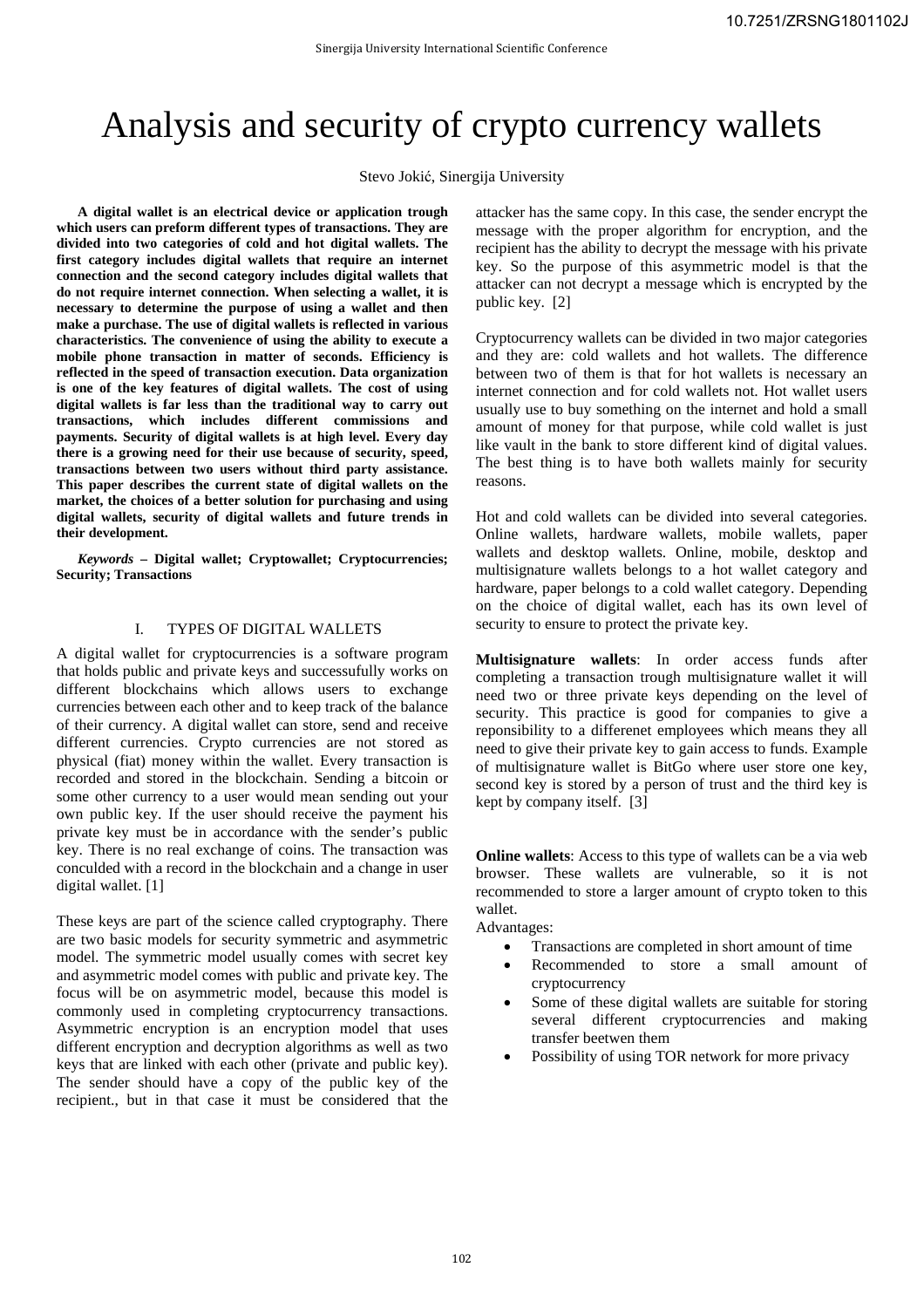# Analysis and security of crypto currency wallets

Stevo Jokić, Sinergija University

**A digital wallet is an electrical device or application trough which users can preform different types of transactions. They are divided into two categories of cold and hot digital wallets. The first category includes digital wallets that require an internet connection and the second category includes digital wallets that do not require internet connection. When selecting a wallet, it is necessary to determine the purpose of using a wallet and then make a purchase. The use of digital wallets is reflected in various characteristics. The convenience of using the ability to execute a mobile phone transaction in matter of seconds. Efficiency is reflected in the speed of transaction execution. Data organization is one of the key features of digital wallets. The cost of using digital wallets is far less than the traditional way to carry out transactions, which includes different commissions and payments. Security of digital wallets is at high level. Every day there is a growing need for their use because of security, speed, transactions between two users without third party assistance. This paper describes the current state of digital wallets on the market, the choices of a better solution for purchasing and using digital wallets, security of digital wallets and future trends in their development.**

***Keywords* – Digital wallet; Cryptowallet; Cryptocurrencies; Security; Transactions**

## I. TYPES OF DIGITAL WALLETS

A digital wallet for cryptocurrencies is a software program that holds public and private keys and successufully works on different blockchains which allows users to exchange currencies between each other and to keep track of the balance of their currency. A digital wallet can store, send and receive different currencies. Crypto currencies are not stored as physical (fiat) money within the wallet. Every transaction is recorded and stored in the blockchain. Sending a bitcoin or some other currency to a user would mean sending out your own public key. If the user should receive the payment his private key must be in accordance with the sender's public key. There is no real exchange of coins. The transaction was conculded with a record in the blockchain and a change in user digital wallet. [1]

These keys are part of the science called cryptography. There are two basic models for security symmetric and asymmetric model. The symmetric model usually comes with secret key and asymmetric model comes with public and private key. The focus will be on asymmetric model, because this model is commonly used in completing cryptocurrency transactions. Asymmetric encryption is an encryption model that uses different encryption and decryption algorithms as well as two keys that are linked with each other (private and public key). The sender should have a copy of the public key of the recipient., but in that case it must be considered that the attacker has the same copy. In this case, the sender encrypt the message with the proper algorithm for encryption, and the recipient has the ability to decrypt the message with his private key. So the purpose of this asymmetric model is that the attacker can not decrypt a message which is encrypted by the public key. [2]

Cryptocurrency wallets can be divided in two major categories and they are: cold wallets and hot wallets. The difference between two of them is that for hot wallets is necessary an internet connection and for cold wallets not. Hot wallet users usually use to buy something on the internet and hold a small amount of money for that purpose, while cold wallet is just like vault in the bank to store different kind of digital values. The best thing is to have both wallets mainly for security reasons.

Hot and cold wallets can be divided into several categories. Online wallets, hardware wallets, mobile wallets, paper wallets and desktop wallets. Online, mobile, desktop and multisignature wallets belongs to a hot wallet category and hardware, paper belongs to a cold wallet category. Depending on the choice of digital wallet, each has its own level of security to ensure to protect the private key.

**Multisignature wallets**: In order access funds after completing a transaction trough multisignature wallet it will need two or three private keys depending on the level of security. This practice is good for companies to give a reponsibility to a differenet employees which means they all need to give their private key to gain access to funds. Example of multisignature wallet is BitGo where user store one key, second key is stored by a person of trust and the third key is kept by company itself. [3]

**Online wallets**: Access to this type of wallets can be a via web browser. These wallets are vulnerable, so it is not recommended to store a larger amount of crypto token to this wallet.

Advantages:

- Transactions are completed in short amount of time
- Recommended to store a small amount of cryptocurrency
- Some of these digital wallets are suitable for storing several different cryptocurrencies and making transfer beetwen them
- Possibility of using TOR network for more privacy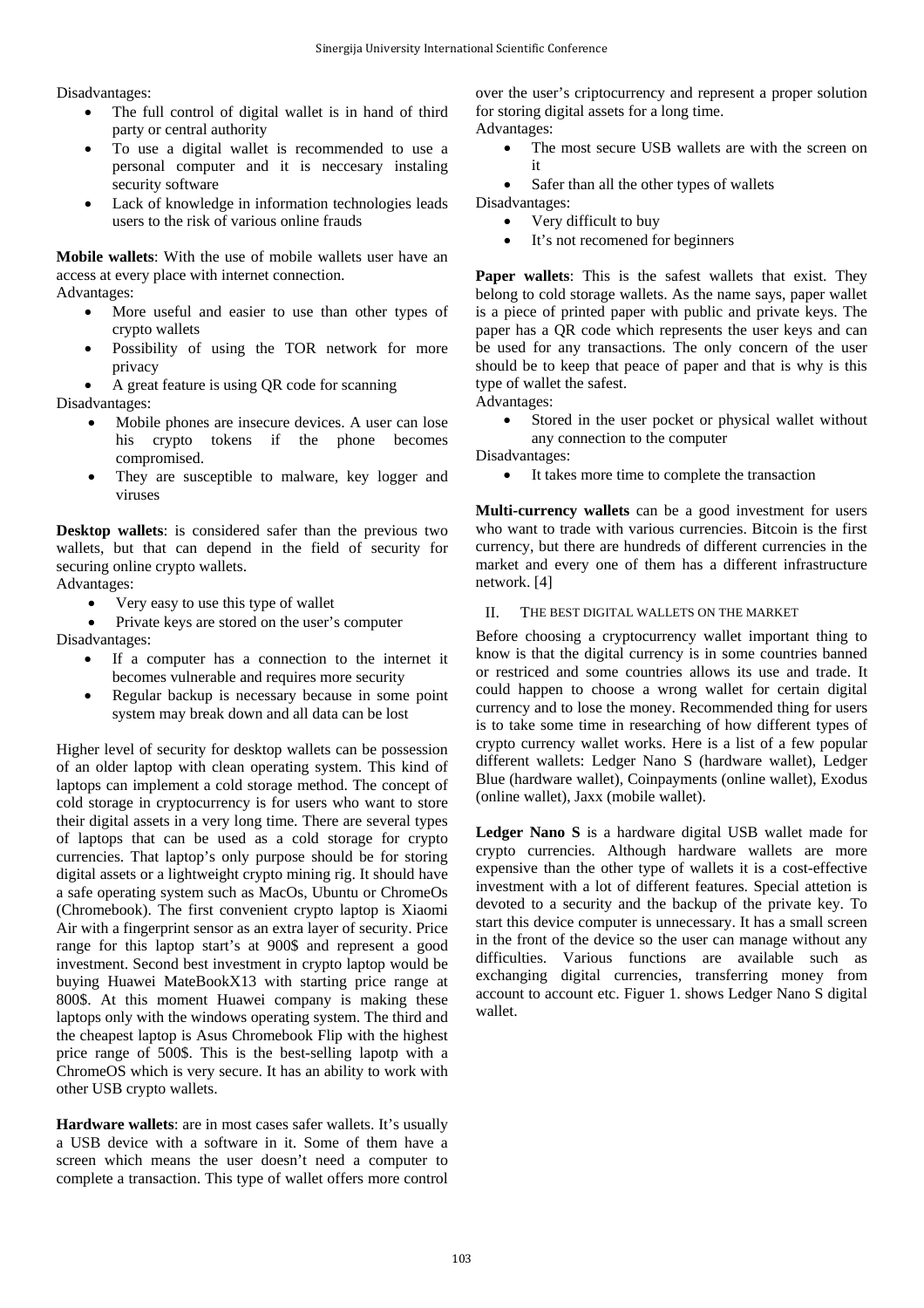Disadvantages:

- The full control of digital wallet is in hand of third party or central authority
- To use a digital wallet is recommended to use a personal computer and it is neccesary instaling security software
- Lack of knowledge in information technologies leads users to the risk of various online frauds

**Mobile wallets**: With the use of mobile wallets user have an access at every place with internet connection.

Advantages:

- More useful and easier to use than other types of crypto wallets
- Possibility of using the TOR network for more privacy
- A great feature is using QR code for scanning

Disadvantages:

- Mobile phones are insecure devices. A user can lose his crypto tokens if the phone becomes compromised.
- They are susceptible to malware, key logger and viruses

**Desktop wallets**: is considered safer than the previous two wallets, but that can depend in the field of security for securing online crypto wallets.

Advantages:

- Very easy to use this type of wallet
- Private keys are stored on the user's computer

Disadvantages:

- If a computer has a connection to the internet it becomes vulnerable and requires more security
- Regular backup is necessary because in some point system may break down and all data can be lost

Higher level of security for desktop wallets can be possession of an older laptop with clean operating system. This kind of laptops can implement a cold storage method. The concept of cold storage in cryptocurrency is for users who want to store their digital assets in a very long time. There are several types of laptops that can be used as a cold storage for crypto currencies. That laptop's only purpose should be for storing digital assets or a lightweight crypto mining rig. It should have a safe operating system such as MacOs, Ubuntu or ChromeOs (Chromebook). The first convenient crypto laptop is Xiaomi Air with a fingerprint sensor as an extra layer of security. Price range for this laptop start's at 900$ and represent a good investment. Second best investment in crypto laptop would be buying Huawei MateBookX13 with starting price range at 800$. At this moment Huawei company is making these laptops only with the windows operating system. The third and the cheapest laptop is Asus Chromebook Flip with the highest price range of 500$. This is the best-selling lapotp with a ChromeOS which is very secure. It has an ability to work with other USB crypto wallets.

**Hardware wallets**: are in most cases safer wallets. It's usually a USB device with a software in it. Some of them have a screen which means the user doesn't need a computer to complete a transaction. This type of wallet offers more control over the user's criptocurrency and represent a proper solution for storing digital assets for a long time.

Advantages:

- The most secure USB wallets are with the screen on it
- Safer than all the other types of wallets

Disadvantages:

- Very difficult to buy
- It's not recomened for beginners

**Paper wallets**: This is the safest wallets that exist. They belong to cold storage wallets. As the name says, paper wallet is a piece of printed paper with public and private keys. The paper has a QR code which represents the user keys and can be used for any transactions. The only concern of the user should be to keep that peace of paper and that is why is this type of wallet the safest.

Advantages:

- Stored in the user pocket or physical wallet without any connection to the computer

Disadvantages:

- It takes more time to complete the transaction

**Multi-currency wallets** can be a good investment for users who want to trade with various currencies. Bitcoin is the first currency, but there are hundreds of different currencies in the market and every one of them has a different infrastructure network. [4]

## II. THE BEST DIGITAL WALLETS ON THE MARKET

Before choosing a cryptocurrency wallet important thing to know is that the digital currency is in some countries banned or restriced and some countries allows its use and trade. It could happen to choose a wrong wallet for certain digital currency and to lose the money. Recommended thing for users is to take some time in researching of how different types of crypto currency wallet works. Here is a list of a few popular different wallets: Ledger Nano S (hardware wallet), Ledger Blue (hardware wallet), Coinpayments (online wallet), Exodus (online wallet), Jaxx (mobile wallet).

**Ledger Nano S** is a hardware digital USB wallet made for crypto currencies. Although hardware wallets are more expensive than the other type of wallets it is a cost-effective investment with a lot of different features. Special attetion is devoted to a security and the backup of the private key. To start this device computer is unnecessary. It has a small screen in the front of the device so the user can manage without any difficulties. Various functions are available such as exchanging digital currencies, transferring money from account to account etc. Figuer 1. shows Ledger Nano S digital wallet.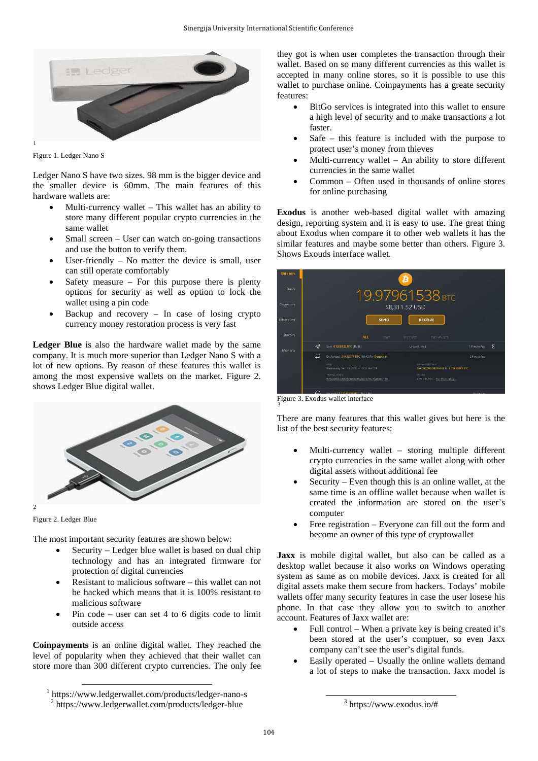[1]

Figure 1. Ledger Nano S

Ledger Nano S have two sizes. 98 mm is the bigger device and the smaller device is 60mm. The main features of this hardware wallets are:

- Multi-currency wallet – This wallet has an ability to store many different popular crypto currencies in the same wallet
- Small screen – User can watch on-going transactions and use the button to verify them.
- User-friendly – No matter the device is small, user can still operate comfortably
- Safety measure – For this purpose there is plenty options for security as well as option to lock the wallet using a pin code
- Backup and recovery – In case of losing crypto currency money restoration process is very fast

**Ledger Blue** is also the hardware wallet made by the same company. It is much more superior than Ledger Nano S with a lot of new options. By reason of these features this wallet is among the most expensive wallets on the market. Figure 2. shows Ledger Blue digital wallet.

[2]

Figure 2. Ledger Blue

The most important security features are shown below:

- Security – Ledger blue wallet is based on dual chip technology and has an integrated firmware for protection of digital currencies
- Resistant to malicious software – this wallet can not be hacked which means that it is 100% resistant to malicious software
- Pin code – user can set 4 to 6 digits code to limit outside access

**Coinpayments** is an online digital wallet. They reached the level of popularity when they achieved that their wallet can store more than 300 different crypto currencies. The only fee they got is when user completes the transaction through their wallet. Based on so many different currencies as this wallet is accepted in many online stores, so it is possible to use this wallet to purchase online. Coinpayments has a greate security features:

- BitGo services is integrated into this wallet to ensure a high level of security and to make transactions a lot faster.
- Safe – this feature is included with the purpose to protect user's money from thieves
- Multi-currency wallet – An ability to store different currencies in the same wallet
- Common – Often used in thousands of online stores for online purchasing

**Exodus** is another web-based digital wallet with amazing design, reporting system and it is easy to use. The great thing about Exodus when compare it to other web wallets it has the similar features and maybe some better than others. Figure 3. Shows Exouds interface wallet.

Figure 3. Exodus wallet interface
[3]

There are many features that this wallet gives but here is the list of the best security features:

- Multi-currency wallet – storing multiple different crypto currencies in the same wallet along with other digital assets without additional fee
- Security – Even though this is an online wallet, at the same time is an offline wallet because when wallet is created the information are stored on the user's computer
- Free registration – Everyone can fill out the form and become an owner of this type of cryptowallet

**Jaxx** is mobile digital wallet, but also can be called as a desktop wallet because it also works on Windows operating system as same as on mobile devices. Jaxx is created for all digital assets make them secure from hackers. Todays' mobile wallets offer many security features in case the user losese his phone. In that case they allow you to switch to another account. Features of Jaxx wallet are:

- Full control – When a private key is being created it's been stored at the user's comptuer, so even Jaxx company can't see the user's digital funds.
- Easily operated – Usually the online wallets demand a lot of steps to make the transaction. Jaxx model is

[1] https://www.ledgerwallet.com/products/ledger-nano-s
[2] https://www.ledgerwallet.com/products/ledger-blue
[3] https://www.exodus.io/#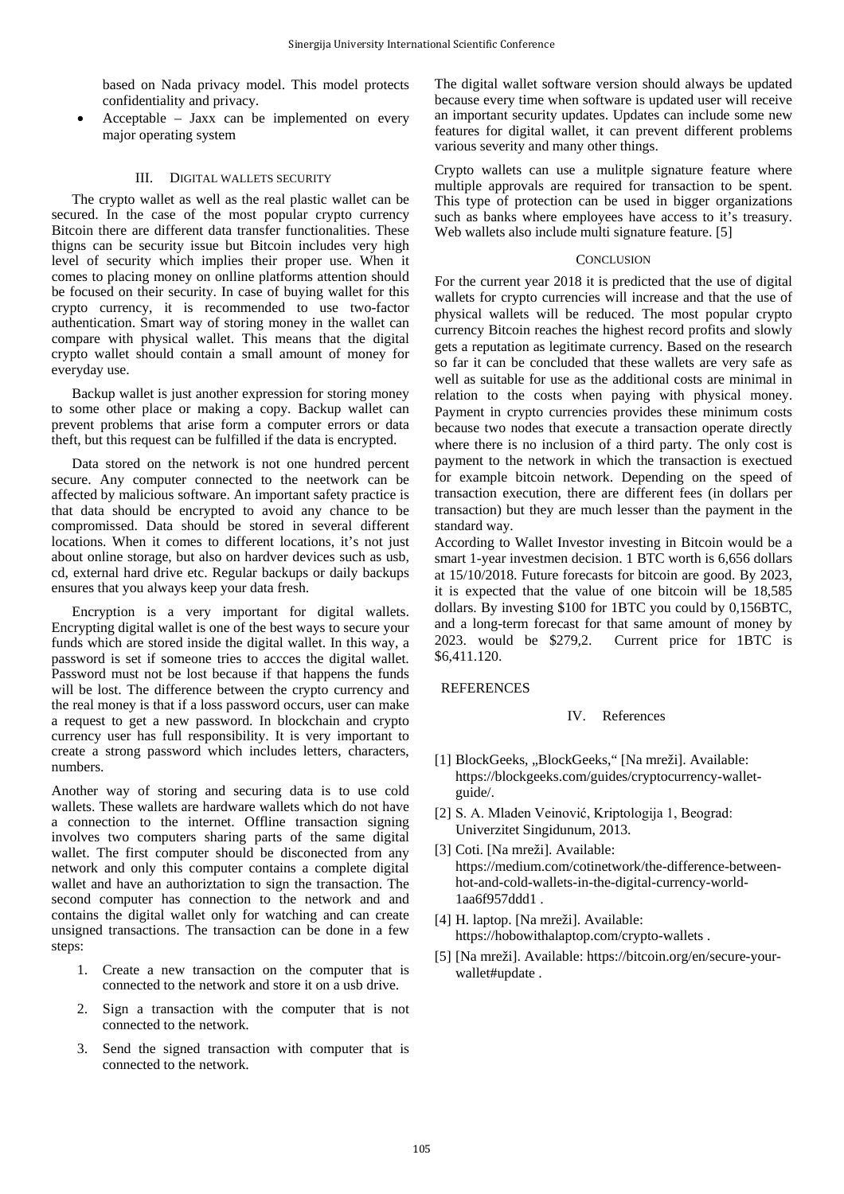based on Nada privacy model. This model protects confidentiality and privacy.

- Acceptable – Jaxx can be implemented on every major operating system

## III. Digital wallets security

The crypto wallet as well as the real plastic wallet can be secured. In the case of the most popular crypto currency Bitcoin there are different data transfer functionalities. These thigns can be security issue but Bitcoin includes very high level of security which implies their proper use. When it comes to placing money on onlline platforms attention should be focused on their security. In case of buying wallet for this crypto currency, it is recommended to use two-factor authentication. Smart way of storing money in the wallet can compare with physical wallet. This means that the digital crypto wallet should contain a small amount of money for everyday use.

Backup wallet is just another expression for storing money to some other place or making a copy. Backup wallet can prevent problems that arise form a computer errors or data theft, but this request can be fulfilled if the data is encrypted.

Data stored on the network is not one hundred percent secure. Any computer connected to the neetwork can be affected by malicious software. An important safety practice is that data should be encrypted to avoid any chance to be compromissed. Data should be stored in several different locations. When it comes to different locations, it's not just about online storage, but also on hardver devices such as usb, cd, external hard drive etc. Regular backups or daily backups ensures that you always keep your data fresh.

Encryption is a very important for digital wallets. Encrypting digital wallet is one of the best ways to secure your funds which are stored inside the digital wallet. In this way, a password is set if someone tries to accces the digital wallet. Password must not be lost because if that happens the funds will be lost. The difference between the crypto currency and the real money is that if a loss password occurs, user can make a request to get a new password. In blockchain and crypto currency user has full responsibility. It is very important to create a strong password which includes letters, characters, numbers.

Another way of storing and securing data is to use cold wallets. These wallets are hardware wallets which do not have a connection to the internet. Offline transaction signing involves two computers sharing parts of the same digital wallet. The first computer should be disconected from any network and only this computer contains a complete digital wallet and have an authoriztation to sign the transaction. The second computer has connection to the network and and contains the digital wallet only for watching and can create unsigned transactions. The transaction can be done in a few steps:

1. Create a new transaction on the computer that is connected to the network and store it on a usb drive.
2. Sign a transaction with the computer that is not connected to the network.
3. Send the signed transaction with computer that is connected to the network.

The digital wallet software version should always be updated because every time when software is updated user will receive an important security updates. Updates can include some new features for digital wallet, it can prevent different problems various severity and many other things.

Crypto wallets can use a mulitple signature feature where multiple approvals are required for transaction to be spent. This type of protection can be used in bigger organizations such as banks where employees have access to it's treasury. Web wallets also include multi signature feature. [5]

## Conclusion

For the current year 2018 it is predicted that the use of digital wallets for crypto currencies will increase and that the use of physical wallets will be reduced. The most popular crypto currency Bitcoin reaches the highest record profits and slowly gets a reputation as legitimate currency. Based on the research so far it can be concluded that these wallets are very safe as well as suitable for use as the additional costs are minimal in relation to the costs when paying with physical money. Payment in crypto currencies provides these minimum costs because two nodes that execute a transaction operate directly where there is no inclusion of a third party. The only cost is payment to the network in which the transaction is exectued for example bitcoin network. Depending on the speed of transaction execution, there are different fees (in dollars per transaction) but they are much lesser than the payment in the standard way.

According to Wallet Investor investing in Bitcoin would be a smart 1-year investmen decision. 1 BTC worth is 6,656 dollars at 15/10/2018. Future forecasts for bitcoin are good. By 2023, it is expected that the value of one bitcoin will be 18,585 dollars. By investing $100 for 1BTC you could by 0,156BTC, and a long-term forecast for that same amount of money by 2023. would be $279,2. Current price for 1BTC is $6,411.120.

## References

## IV. References

[1] BlockGeeks, „BlockGeeks," [Na mreži]. Available: https://blockgeeks.com/guides/cryptocurrency-wallet-guide/.

[2] S. A. Mladen Veinović, Kriptologija 1, Beograd: Univerzitet Singidunum, 2013.

[3] Coti. [Na mreži]. Available: https://medium.com/cotinetwork/the-difference-between-hot-and-cold-wallets-in-the-digital-currency-world-1aa6f957ddd1 .

[4] H. laptop. [Na mreži]. Available: https://hobowithalaptop.com/crypto-wallets .

[5] [Na mreži]. Available: https://bitcoin.org/en/secure-your-wallet#update .